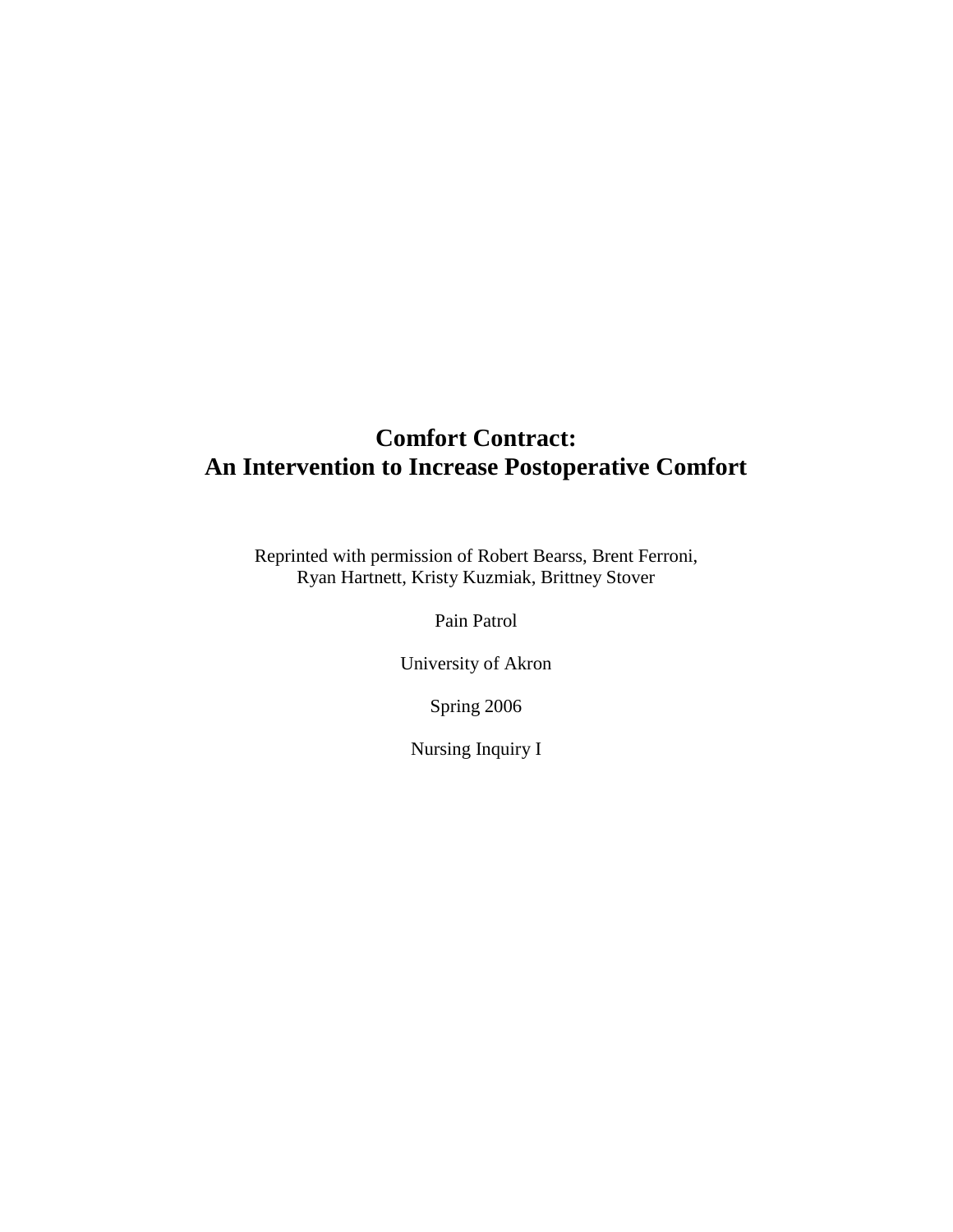# Comfort Contract:
# An Intervention to Increase Postoperative Comfort

Reprinted with permission of Robert Bearss, Brent Ferroni,
Ryan Hartnett, Kristy Kuzmiak, Brittney Stover

Pain Patrol

University of Akron

Spring 2006

Nursing Inquiry I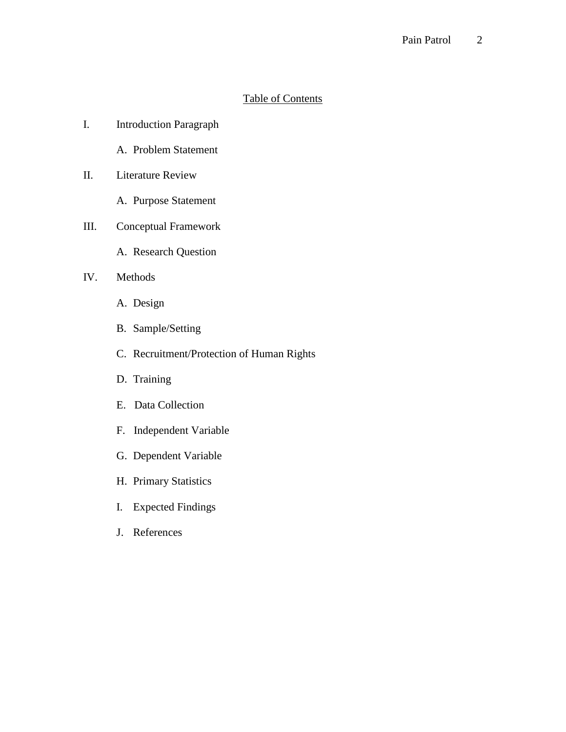## Table of Contents

I. Introduction Paragraph

   A. Problem Statement

II. Literature Review

   A. Purpose Statement

III. Conceptual Framework

   A. Research Question

IV. Methods

   A. Design

   B. Sample/Setting

   C. Recruitment/Protection of Human Rights

   D. Training

   E. Data Collection

   F. Independent Variable

   G. Dependent Variable

   H. Primary Statistics

   I. Expected Findings

   J. References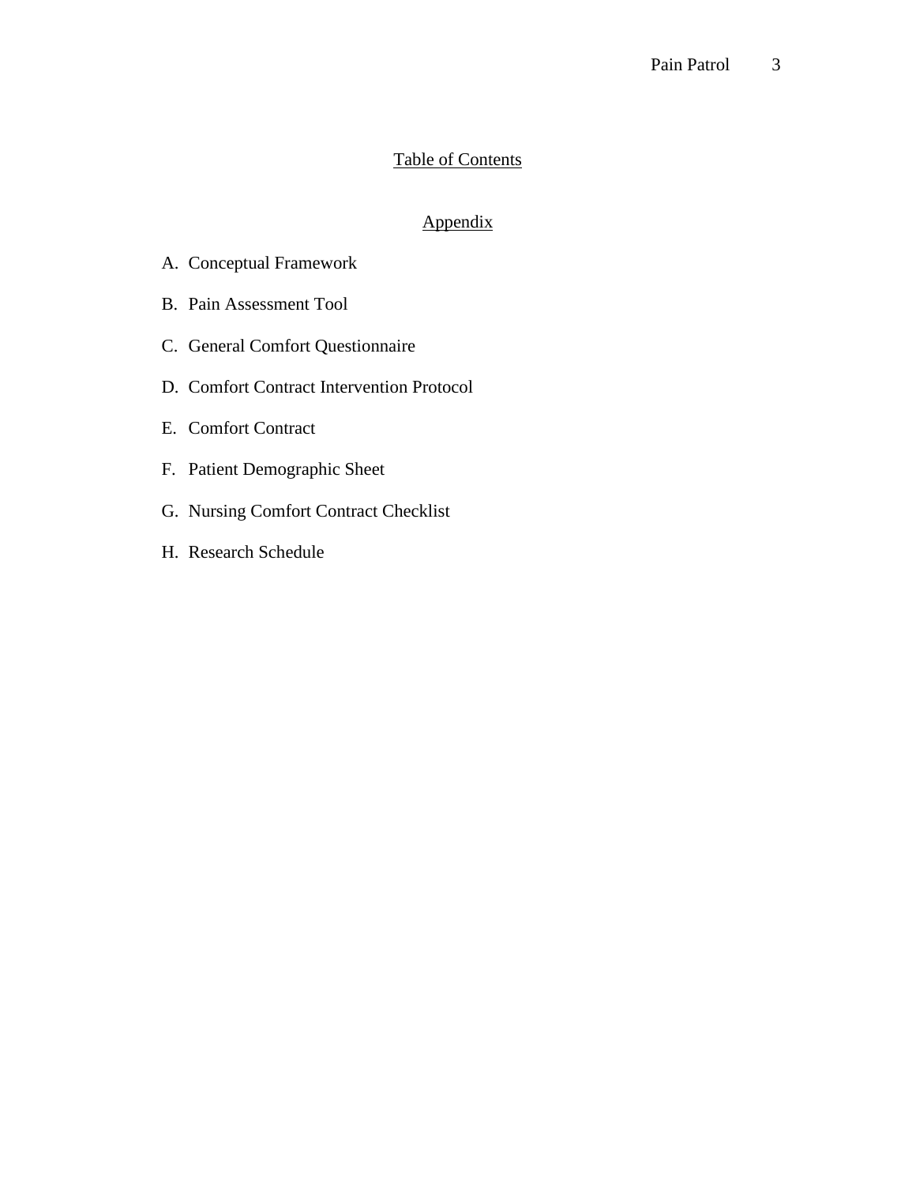# Table of Contents

## Appendix

A. Conceptual Framework

B. Pain Assessment Tool

C. General Comfort Questionnaire

D. Comfort Contract Intervention Protocol

E. Comfort Contract

F. Patient Demographic Sheet

G. Nursing Comfort Contract Checklist

H. Research Schedule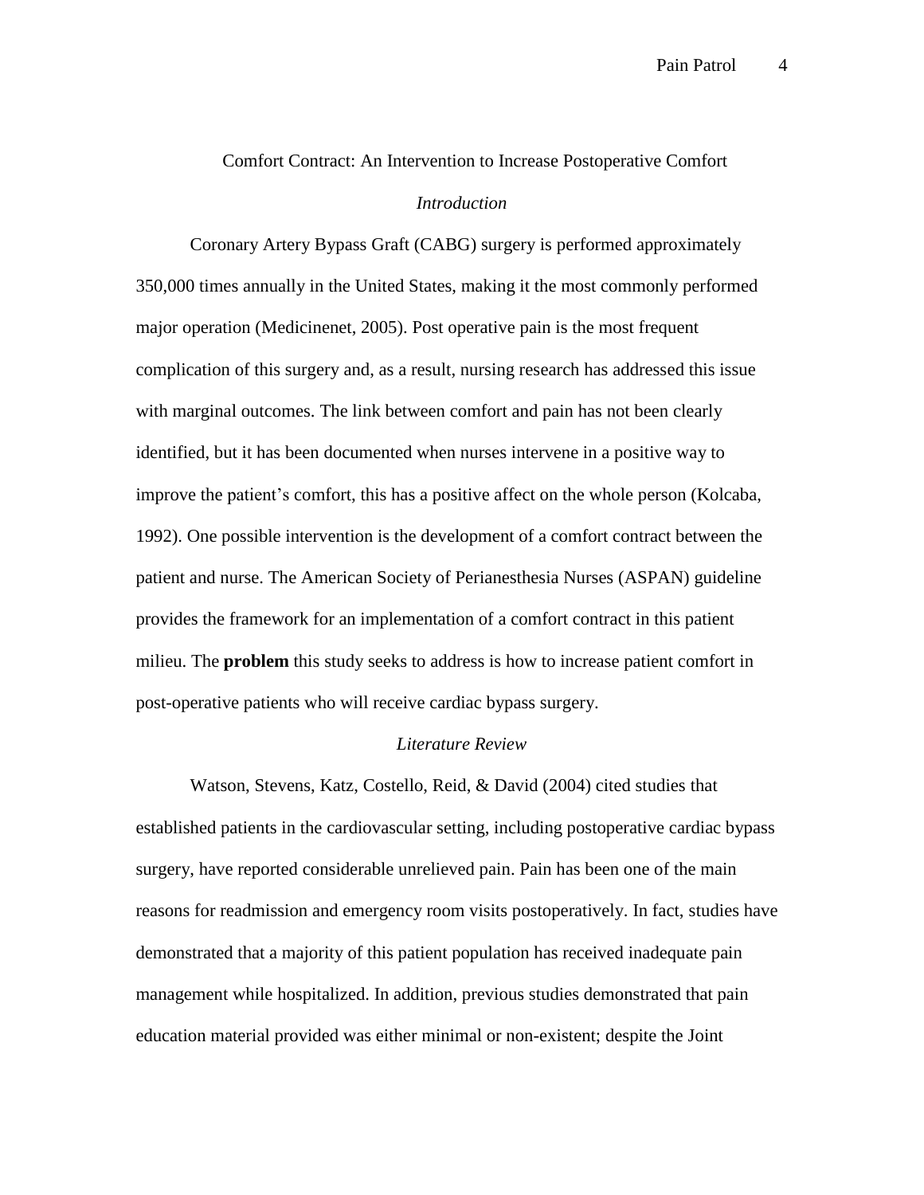# Comfort Contract: An Intervention to Increase Postoperative Comfort

## *Introduction*

Coronary Artery Bypass Graft (CABG) surgery is performed approximately 350,000 times annually in the United States, making it the most commonly performed major operation (Medicinenet, 2005). Post operative pain is the most frequent complication of this surgery and, as a result, nursing research has addressed this issue with marginal outcomes. The link between comfort and pain has not been clearly identified, but it has been documented when nurses intervene in a positive way to improve the patient's comfort, this has a positive affect on the whole person (Kolcaba, 1992). One possible intervention is the development of a comfort contract between the patient and nurse. The American Society of Perianesthesia Nurses (ASPAN) guideline provides the framework for an implementation of a comfort contract in this patient milieu. The **problem** this study seeks to address is how to increase patient comfort in post-operative patients who will receive cardiac bypass surgery.

## *Literature Review*

Watson, Stevens, Katz, Costello, Reid, & David (2004) cited studies that established patients in the cardiovascular setting, including postoperative cardiac bypass surgery, have reported considerable unrelieved pain. Pain has been one of the main reasons for readmission and emergency room visits postoperatively. In fact, studies have demonstrated that a majority of this patient population has received inadequate pain management while hospitalized. In addition, previous studies demonstrated that pain education material provided was either minimal or non-existent; despite the Joint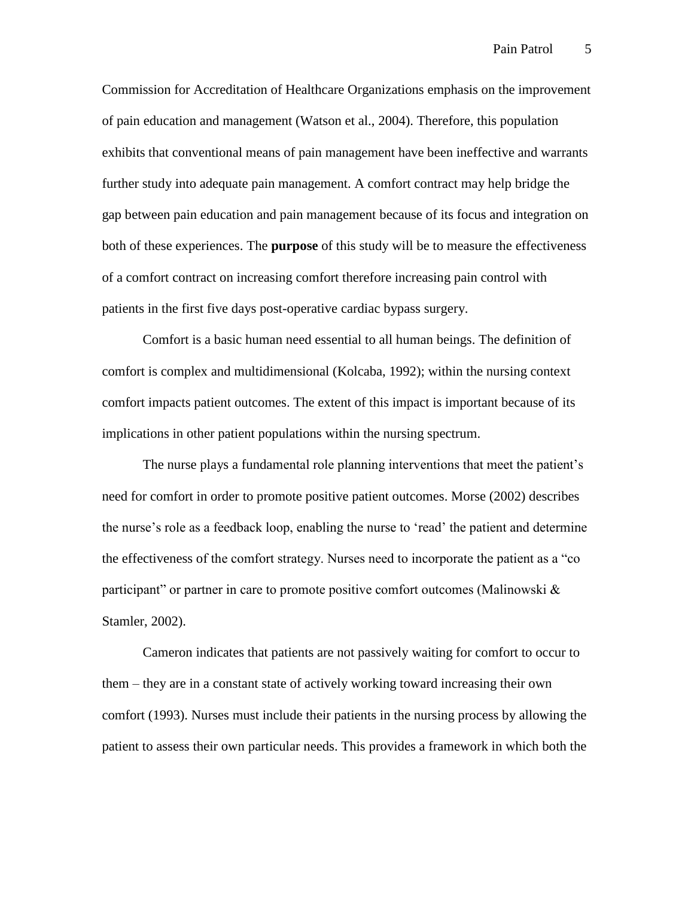Commission for Accreditation of Healthcare Organizations emphasis on the improvement of pain education and management (Watson et al., 2004). Therefore, this population exhibits that conventional means of pain management have been ineffective and warrants further study into adequate pain management. A comfort contract may help bridge the gap between pain education and pain management because of its focus and integration on both of these experiences. The **purpose** of this study will be to measure the effectiveness of a comfort contract on increasing comfort therefore increasing pain control with patients in the first five days post-operative cardiac bypass surgery.

Comfort is a basic human need essential to all human beings. The definition of comfort is complex and multidimensional (Kolcaba, 1992); within the nursing context comfort impacts patient outcomes. The extent of this impact is important because of its implications in other patient populations within the nursing spectrum.

The nurse plays a fundamental role planning interventions that meet the patient's need for comfort in order to promote positive patient outcomes. Morse (2002) describes the nurse's role as a feedback loop, enabling the nurse to 'read' the patient and determine the effectiveness of the comfort strategy. Nurses need to incorporate the patient as a "co participant" or partner in care to promote positive comfort outcomes (Malinowski & Stamler, 2002).

Cameron indicates that patients are not passively waiting for comfort to occur to them – they are in a constant state of actively working toward increasing their own comfort (1993). Nurses must include their patients in the nursing process by allowing the patient to assess their own particular needs. This provides a framework in which both the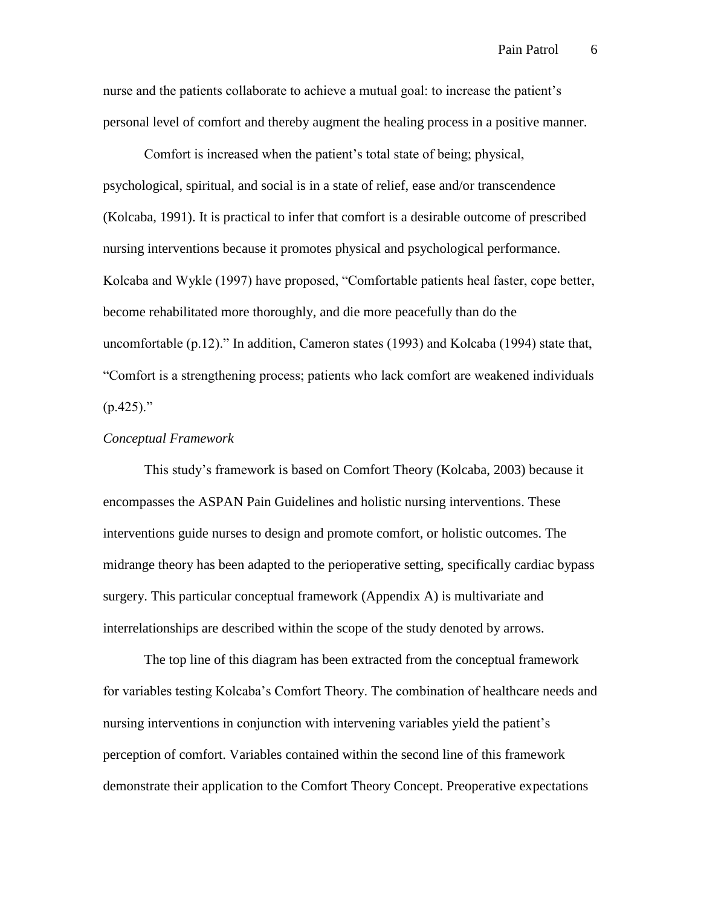nurse and the patients collaborate to achieve a mutual goal: to increase the patient's personal level of comfort and thereby augment the healing process in a positive manner.

Comfort is increased when the patient's total state of being; physical, psychological, spiritual, and social is in a state of relief, ease and/or transcendence (Kolcaba, 1991). It is practical to infer that comfort is a desirable outcome of prescribed nursing interventions because it promotes physical and psychological performance. Kolcaba and Wykle (1997) have proposed, "Comfortable patients heal faster, cope better, become rehabilitated more thoroughly, and die more peacefully than do the uncomfortable (p.12)." In addition, Cameron states (1993) and Kolcaba (1994) state that, "Comfort is a strengthening process; patients who lack comfort are weakened individuals (p.425)."

*Conceptual Framework*

This study's framework is based on Comfort Theory (Kolcaba, 2003) because it encompasses the ASPAN Pain Guidelines and holistic nursing interventions. These interventions guide nurses to design and promote comfort, or holistic outcomes. The midrange theory has been adapted to the perioperative setting, specifically cardiac bypass surgery. This particular conceptual framework (Appendix A) is multivariate and interrelationships are described within the scope of the study denoted by arrows.

The top line of this diagram has been extracted from the conceptual framework for variables testing Kolcaba's Comfort Theory. The combination of healthcare needs and nursing interventions in conjunction with intervening variables yield the patient's perception of comfort. Variables contained within the second line of this framework demonstrate their application to the Comfort Theory Concept. Preoperative expectations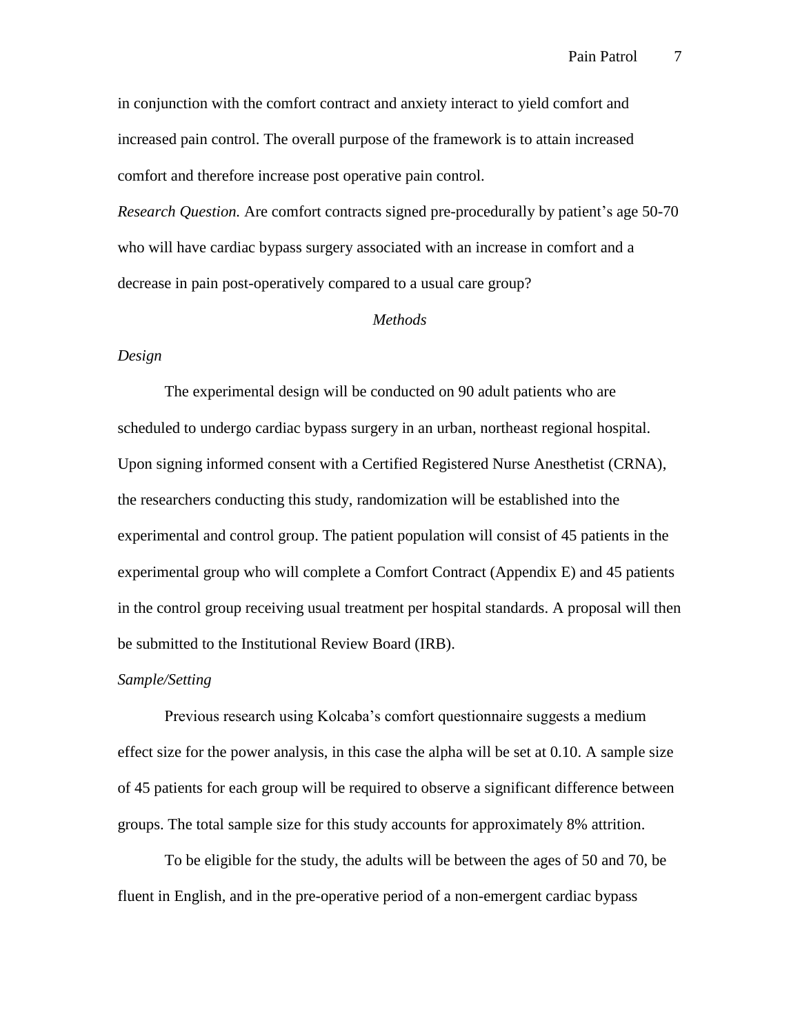in conjunction with the comfort contract and anxiety interact to yield comfort and increased pain control. The overall purpose of the framework is to attain increased comfort and therefore increase post operative pain control.

*Research Question.* Are comfort contracts signed pre-procedurally by patient's age 50-70 who will have cardiac bypass surgery associated with an increase in comfort and a decrease in pain post-operatively compared to a usual care group?

## *Methods*

### *Design*

The experimental design will be conducted on 90 adult patients who are scheduled to undergo cardiac bypass surgery in an urban, northeast regional hospital. Upon signing informed consent with a Certified Registered Nurse Anesthetist (CRNA), the researchers conducting this study, randomization will be established into the experimental and control group. The patient population will consist of 45 patients in the experimental group who will complete a Comfort Contract (Appendix E) and 45 patients in the control group receiving usual treatment per hospital standards. A proposal will then be submitted to the Institutional Review Board (IRB).

### *Sample/Setting*

Previous research using Kolcaba's comfort questionnaire suggests a medium effect size for the power analysis, in this case the alpha will be set at 0.10. A sample size of 45 patients for each group will be required to observe a significant difference between groups. The total sample size for this study accounts for approximately 8% attrition.

To be eligible for the study, the adults will be between the ages of 50 and 70, be fluent in English, and in the pre-operative period of a non-emergent cardiac bypass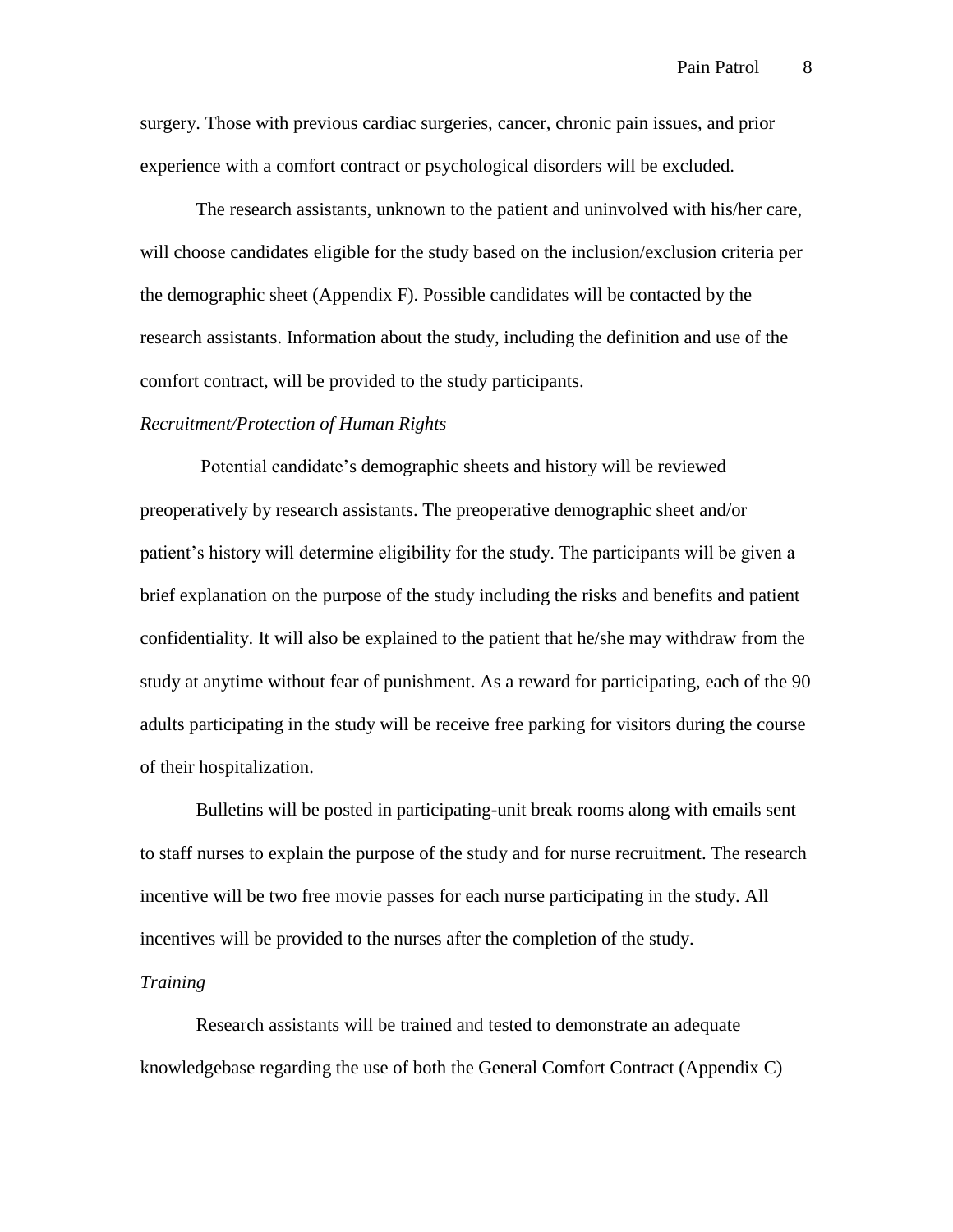surgery. Those with previous cardiac surgeries, cancer, chronic pain issues, and prior experience with a comfort contract or psychological disorders will be excluded.

The research assistants, unknown to the patient and uninvolved with his/her care, will choose candidates eligible for the study based on the inclusion/exclusion criteria per the demographic sheet (Appendix F). Possible candidates will be contacted by the research assistants. Information about the study, including the definition and use of the comfort contract, will be provided to the study participants.

*Recruitment/Protection of Human Rights*

Potential candidate's demographic sheets and history will be reviewed preoperatively by research assistants. The preoperative demographic sheet and/or patient's history will determine eligibility for the study. The participants will be given a brief explanation on the purpose of the study including the risks and benefits and patient confidentiality. It will also be explained to the patient that he/she may withdraw from the study at anytime without fear of punishment. As a reward for participating, each of the 90 adults participating in the study will be receive free parking for visitors during the course of their hospitalization.

Bulletins will be posted in participating-unit break rooms along with emails sent to staff nurses to explain the purpose of the study and for nurse recruitment. The research incentive will be two free movie passes for each nurse participating in the study. All incentives will be provided to the nurses after the completion of the study.

*Training*

Research assistants will be trained and tested to demonstrate an adequate knowledgebase regarding the use of both the General Comfort Contract (Appendix C)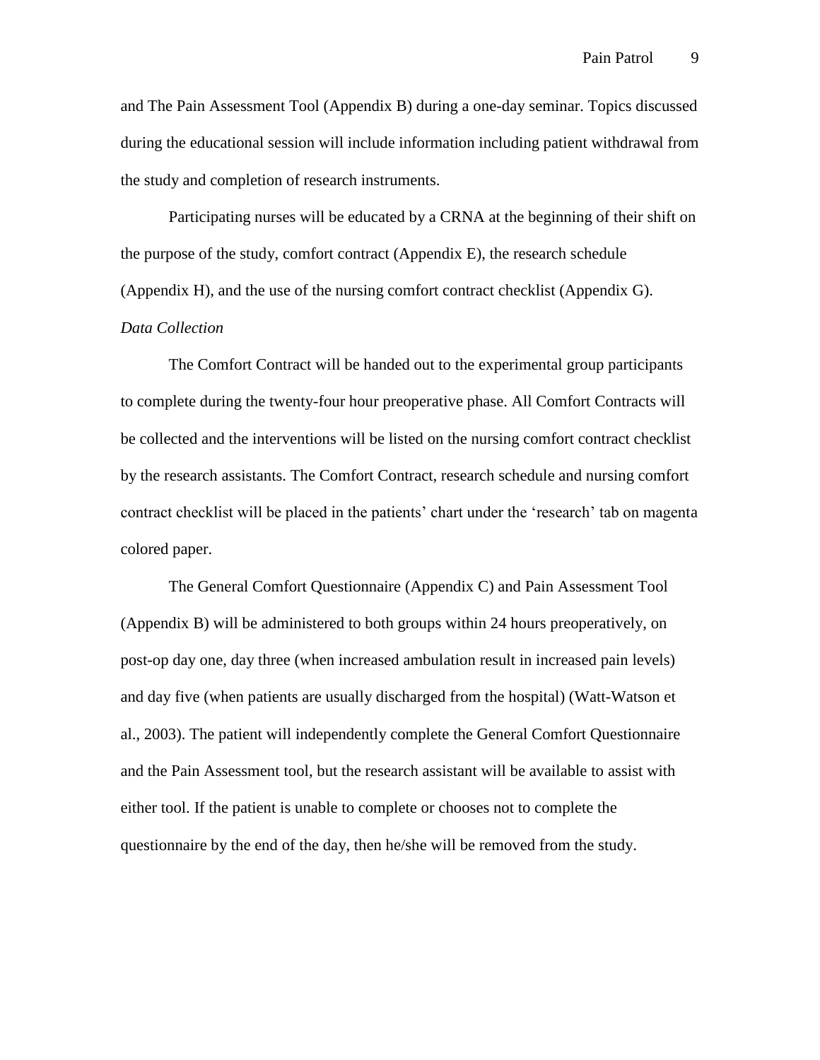and The Pain Assessment Tool (Appendix B) during a one-day seminar. Topics discussed during the educational session will include information including patient withdrawal from the study and completion of research instruments.

Participating nurses will be educated by a CRNA at the beginning of their shift on the purpose of the study, comfort contract (Appendix E), the research schedule (Appendix H), and the use of the nursing comfort contract checklist (Appendix G).

*Data Collection*

The Comfort Contract will be handed out to the experimental group participants to complete during the twenty-four hour preoperative phase. All Comfort Contracts will be collected and the interventions will be listed on the nursing comfort contract checklist by the research assistants. The Comfort Contract, research schedule and nursing comfort contract checklist will be placed in the patients' chart under the 'research' tab on magenta colored paper.

The General Comfort Questionnaire (Appendix C) and Pain Assessment Tool (Appendix B) will be administered to both groups within 24 hours preoperatively, on post-op day one, day three (when increased ambulation result in increased pain levels) and day five (when patients are usually discharged from the hospital) (Watt-Watson et al., 2003). The patient will independently complete the General Comfort Questionnaire and the Pain Assessment tool, but the research assistant will be available to assist with either tool. If the patient is unable to complete or chooses not to complete the questionnaire by the end of the day, then he/she will be removed from the study.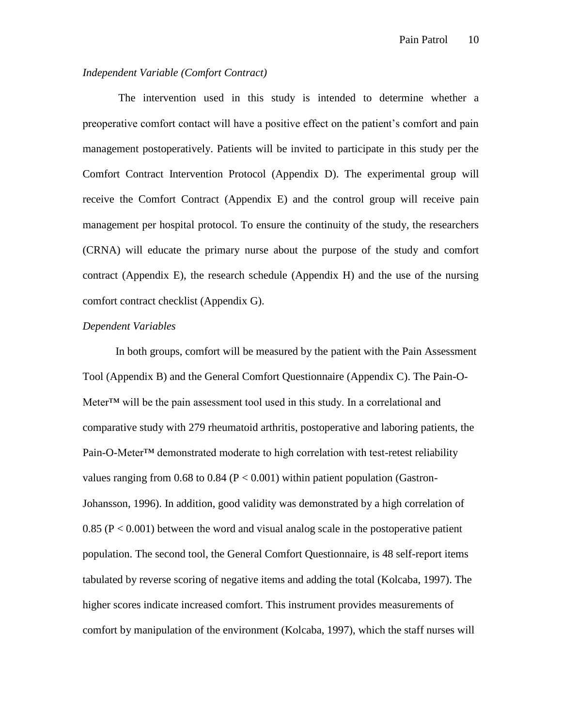*Independent Variable (Comfort Contract)*

The intervention used in this study is intended to determine whether a preoperative comfort contact will have a positive effect on the patient's comfort and pain management postoperatively. Patients will be invited to participate in this study per the Comfort Contract Intervention Protocol (Appendix D). The experimental group will receive the Comfort Contract (Appendix E) and the control group will receive pain management per hospital protocol. To ensure the continuity of the study, the researchers (CRNA) will educate the primary nurse about the purpose of the study and comfort contract (Appendix E), the research schedule (Appendix H) and the use of the nursing comfort contract checklist (Appendix G).

*Dependent Variables*

In both groups, comfort will be measured by the patient with the Pain Assessment Tool (Appendix B) and the General Comfort Questionnaire (Appendix C). The Pain-O-Meter™ will be the pain assessment tool used in this study. In a correlational and comparative study with 279 rheumatoid arthritis, postoperative and laboring patients, the Pain-O-Meter™ demonstrated moderate to high correlation with test-retest reliability values ranging from 0.68 to 0.84 ($P < 0.001$) within patient population (Gastron-Johansson, 1996). In addition, good validity was demonstrated by a high correlation of 0.85 ($P < 0.001$) between the word and visual analog scale in the postoperative patient population. The second tool, the General Comfort Questionnaire, is 48 self-report items tabulated by reverse scoring of negative items and adding the total (Kolcaba, 1997). The higher scores indicate increased comfort. This instrument provides measurements of comfort by manipulation of the environment (Kolcaba, 1997), which the staff nurses will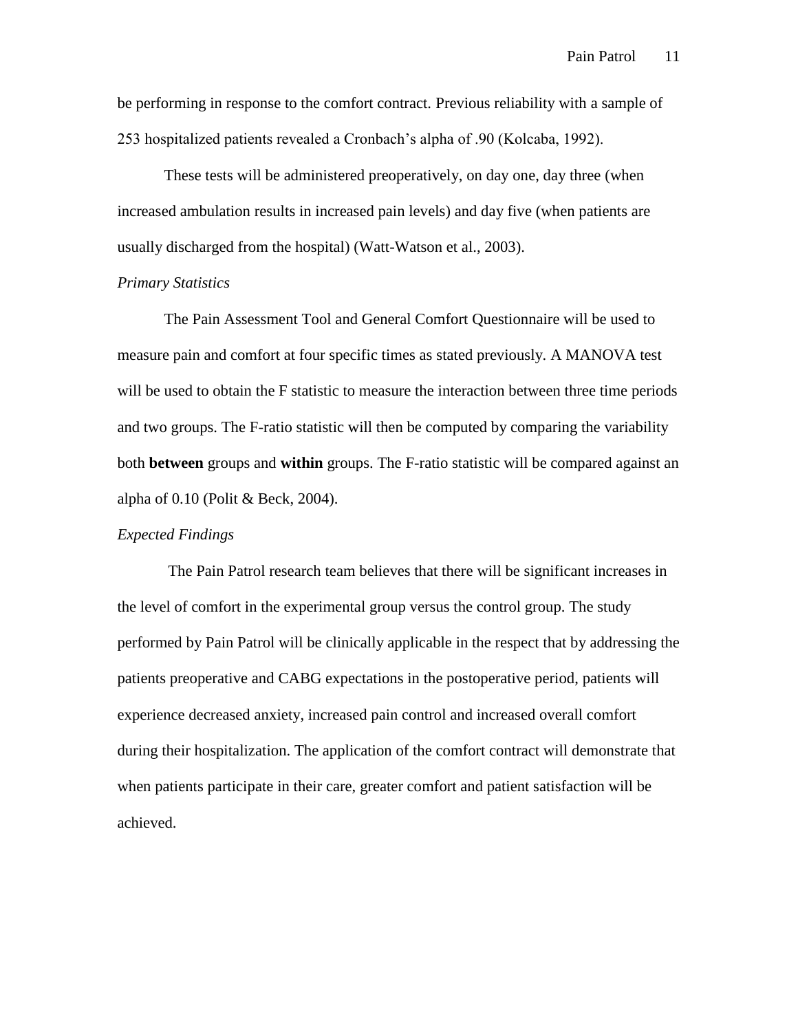be performing in response to the comfort contract. Previous reliability with a sample of 253 hospitalized patients revealed a Cronbach's alpha of .90 (Kolcaba, 1992).

These tests will be administered preoperatively, on day one, day three (when increased ambulation results in increased pain levels) and day five (when patients are usually discharged from the hospital) (Watt-Watson et al., 2003).

*Primary Statistics*

The Pain Assessment Tool and General Comfort Questionnaire will be used to measure pain and comfort at four specific times as stated previously. A MANOVA test will be used to obtain the F statistic to measure the interaction between three time periods and two groups. The F-ratio statistic will then be computed by comparing the variability both **between** groups and **within** groups. The F-ratio statistic will be compared against an alpha of 0.10 (Polit & Beck, 2004).

*Expected Findings*

The Pain Patrol research team believes that there will be significant increases in the level of comfort in the experimental group versus the control group. The study performed by Pain Patrol will be clinically applicable in the respect that by addressing the patients preoperative and CABG expectations in the postoperative period, patients will experience decreased anxiety, increased pain control and increased overall comfort during their hospitalization. The application of the comfort contract will demonstrate that when patients participate in their care, greater comfort and patient satisfaction will be achieved.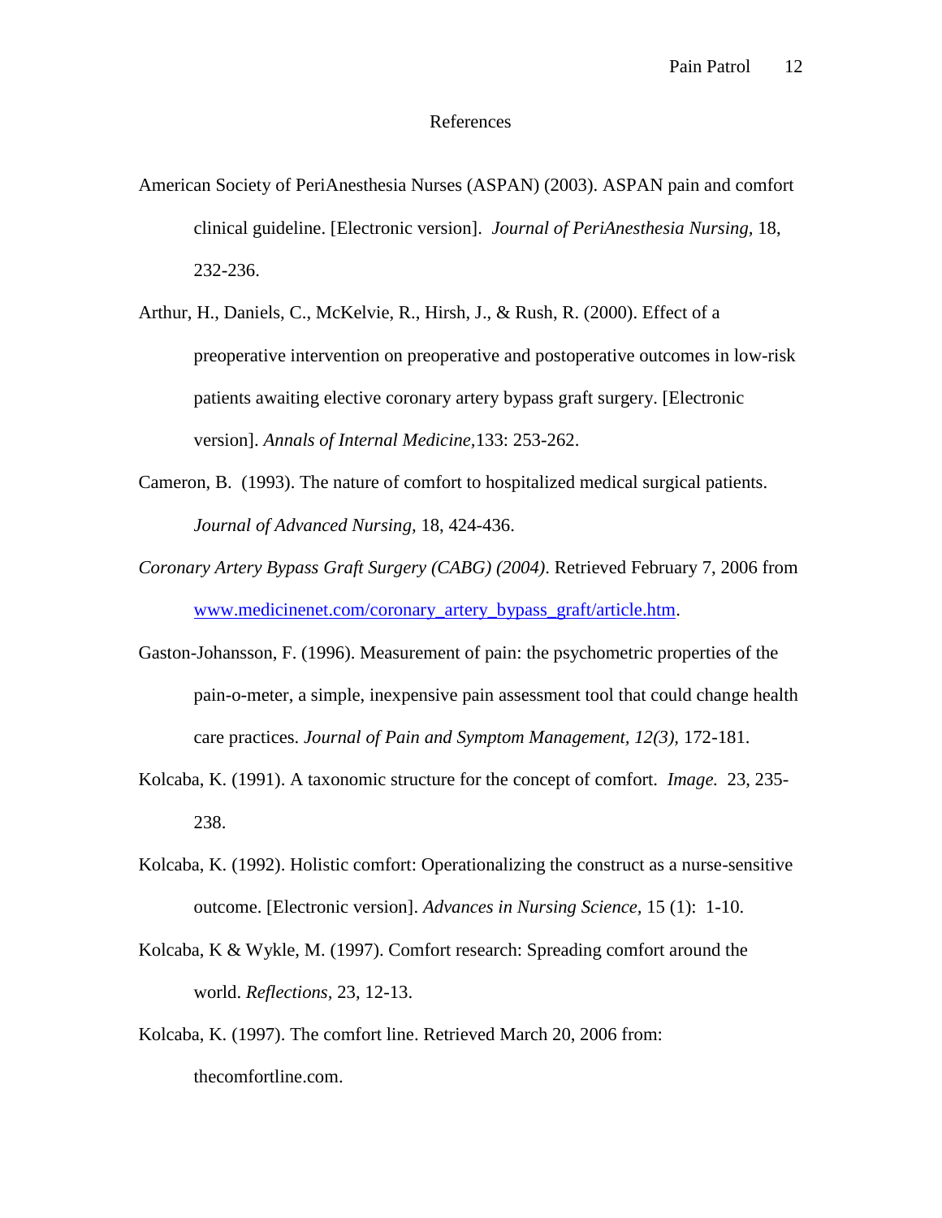# References

American Society of PeriAnesthesia Nurses (ASPAN) (2003). ASPAN pain and comfort clinical guideline. [Electronic version]. *Journal of PeriAnesthesia Nursing,* 18, 232-236.

Arthur, H., Daniels, C., McKelvie, R., Hirsh, J., & Rush, R. (2000). Effect of a preoperative intervention on preoperative and postoperative outcomes in low-risk patients awaiting elective coronary artery bypass graft surgery. [Electronic version]. *Annals of Internal Medicine,*133: 253-262.

Cameron, B. (1993). The nature of comfort to hospitalized medical surgical patients. *Journal of Advanced Nursing,* 18, 424-436.

*Coronary Artery Bypass Graft Surgery (CABG) (2004)*. Retrieved February 7, 2006 from www.medicinenet.com/coronary_artery_bypass_graft/article.htm.

Gaston-Johansson, F. (1996). Measurement of pain: the psychometric properties of the pain-o-meter, a simple, inexpensive pain assessment tool that could change health care practices. *Journal of Pain and Symptom Management, 12(3),* 172-181.

Kolcaba, K. (1991). A taxonomic structure for the concept of comfort. *Image.* 23, 235-238.

Kolcaba, K. (1992). Holistic comfort: Operationalizing the construct as a nurse-sensitive outcome. [Electronic version]. *Advances in Nursing Science,* 15 (1): 1-10.

Kolcaba, K & Wykle, M. (1997). Comfort research: Spreading comfort around the world. *Reflections,* 23, 12-13.

Kolcaba, K. (1997). The comfort line. Retrieved March 20, 2006 from: thecomfortline.com.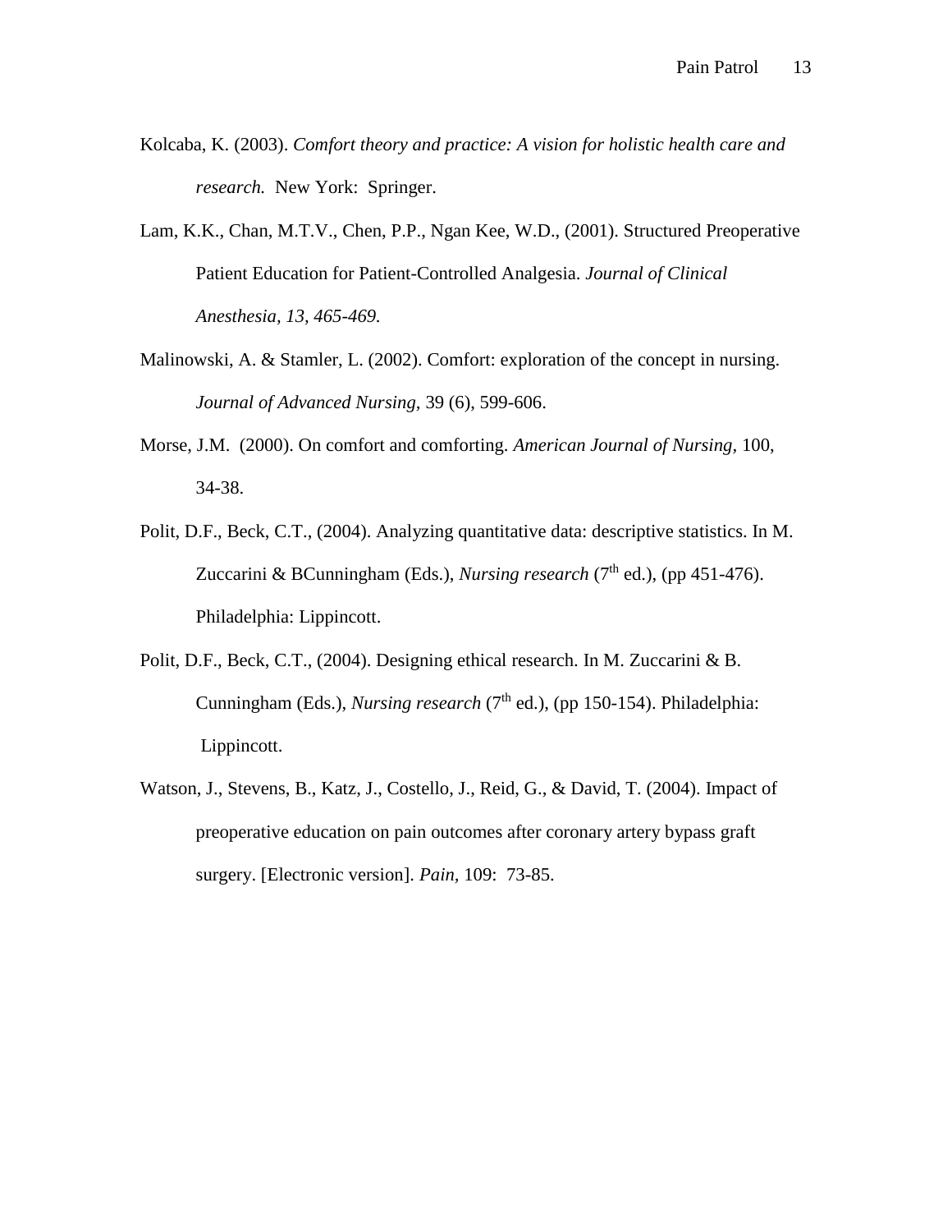Kolcaba, K. (2003). *Comfort theory and practice: A vision for holistic health care and research.* New York: Springer.

Lam, K.K., Chan, M.T.V., Chen, P.P., Ngan Kee, W.D., (2001). Structured Preoperative Patient Education for Patient-Controlled Analgesia. *Journal of Clinical Anesthesia, 13, 465-469.*

Malinowski, A. & Stamler, L. (2002). Comfort: exploration of the concept in nursing. *Journal of Advanced Nursing,* 39 (6), 599-606.

Morse, J.M. (2000). On comfort and comforting. *American Journal of Nursing*, 100, 34-38.

Polit, D.F., Beck, C.T., (2004). Analyzing quantitative data: descriptive statistics. In M. Zuccarini & BCunningham (Eds.), *Nursing research* (7th ed.), (pp 451-476). Philadelphia: Lippincott.

Polit, D.F., Beck, C.T., (2004). Designing ethical research. In M. Zuccarini & B. Cunningham (Eds.), *Nursing research* (7th ed.), (pp 150-154). Philadelphia: Lippincott.

Watson, J., Stevens, B., Katz, J., Costello, J., Reid, G., & David, T. (2004). Impact of preoperative education on pain outcomes after coronary artery bypass graft surgery. [Electronic version]. *Pain*, 109: 73-85.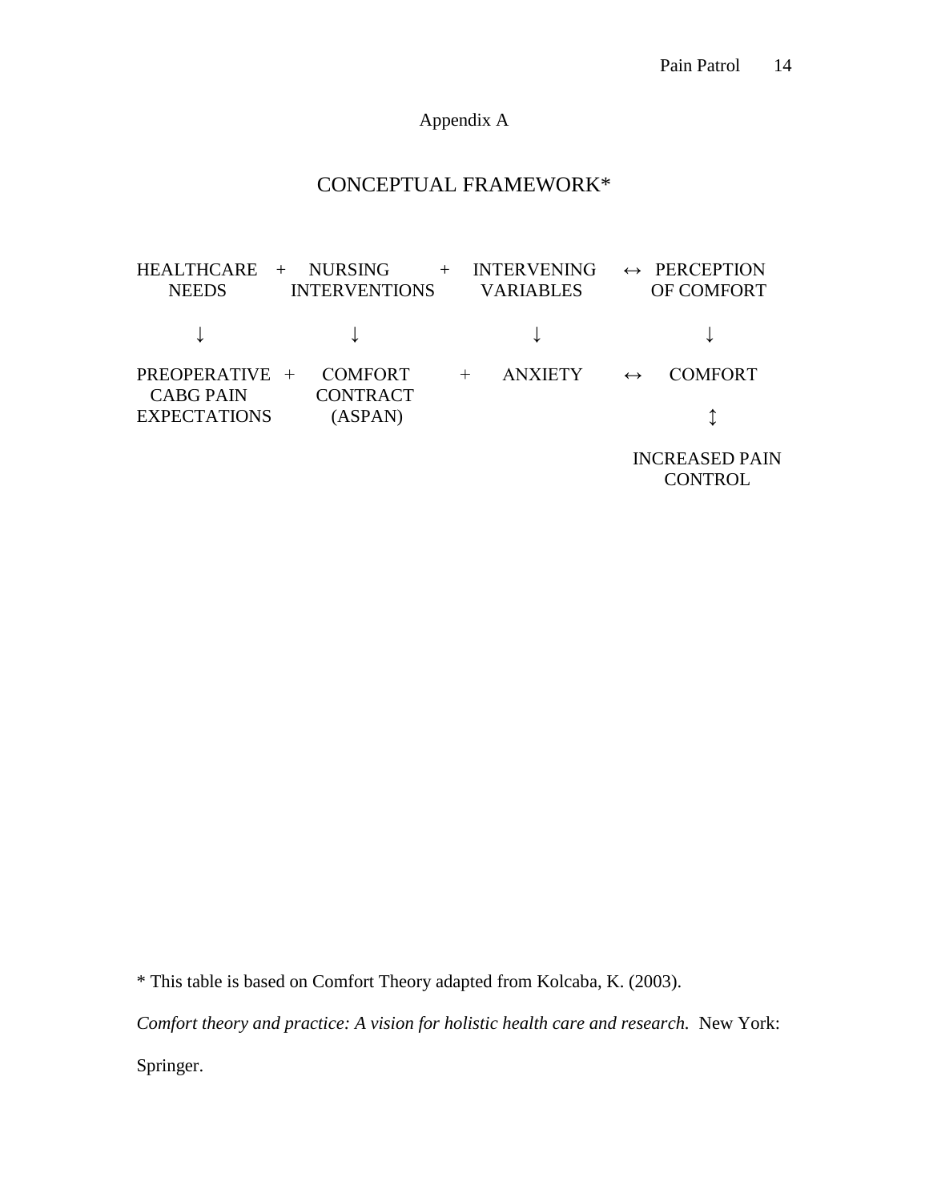## Appendix A

# CONCEPTUAL FRAMEWORK*

| HEALTHCARE NEEDS | + | NURSING INTERVENTIONS | + | INTERVENING VARIABLES | ↔ | PERCEPTION OF COMFORT |
|---|---|---|---|---|---|---|
| ↓ | | ↓ | | ↓ | | ↓ |
| PREOPERATIVE CABG PAIN EXPECTATIONS | + | COMFORT CONTRACT (ASPAN) | + | ANXIETY | ↔ | COMFORT |
| | | | | | | ↕ |
| | | | | | | INCREASED PAIN CONTROL |

* This table is based on Comfort Theory adapted from Kolcaba, K. (2003). *Comfort theory and practice: A vision for holistic health care and research.* New York: Springer.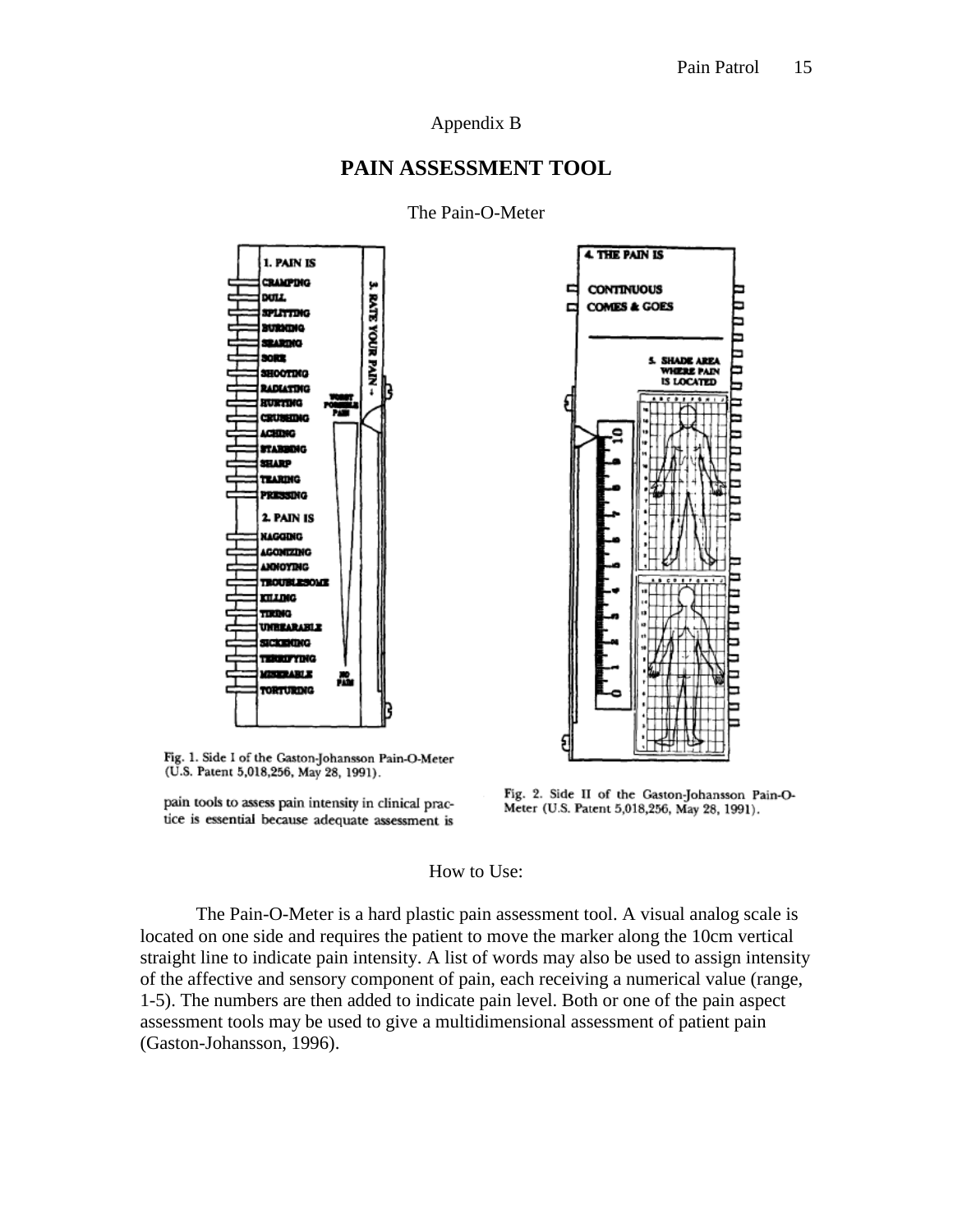Appendix B

## PAIN ASSESSMENT TOOL

The Pain-O-Meter

Fig. 1. Side I of the Gaston-Johansson Pain-O-Meter (U.S. Patent 5,018,256, May 28, 1991).

pain tools to assess pain intensity in clinical practice is essential because adequate assessment is

Fig. 2. Side II of the Gaston-Johansson Pain-O-Meter (U.S. Patent 5,018,256, May 28, 1991).

How to Use:

The Pain-O-Meter is a hard plastic pain assessment tool. A visual analog scale is located on one side and requires the patient to move the marker along the 10cm vertical straight line to indicate pain intensity. A list of words may also be used to assign intensity of the affective and sensory component of pain, each receiving a numerical value (range, 1-5). The numbers are then added to indicate pain level. Both or one of the pain aspect assessment tools may be used to give a multidimensional assessment of patient pain (Gaston-Johansson, 1996).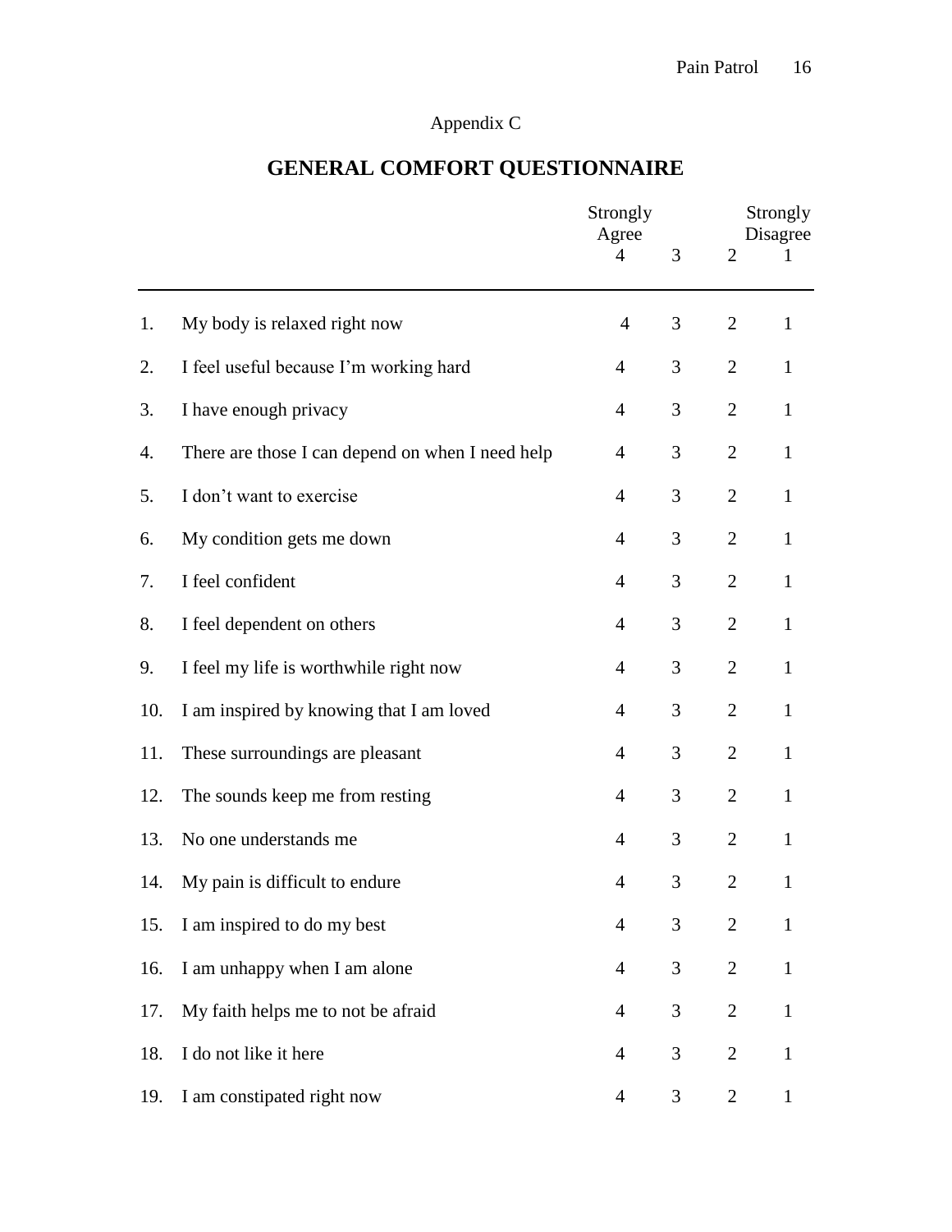Appendix C

# GENERAL COMFORT QUESTIONNAIRE

| | | Strongly Agree 4 | 3 | 2 | Strongly Disagree 1 |
|---|---|---|---|---|---|
| 1. | My body is relaxed right now | 4 | 3 | 2 | 1 |
| 2. | I feel useful because I'm working hard | 4 | 3 | 2 | 1 |
| 3. | I have enough privacy | 4 | 3 | 2 | 1 |
| 4. | There are those I can depend on when I need help | 4 | 3 | 2 | 1 |
| 5. | I don't want to exercise | 4 | 3 | 2 | 1 |
| 6. | My condition gets me down | 4 | 3 | 2 | 1 |
| 7. | I feel confident | 4 | 3 | 2 | 1 |
| 8. | I feel dependent on others | 4 | 3 | 2 | 1 |
| 9. | I feel my life is worthwhile right now | 4 | 3 | 2 | 1 |
| 10. | I am inspired by knowing that I am loved | 4 | 3 | 2 | 1 |
| 11. | These surroundings are pleasant | 4 | 3 | 2 | 1 |
| 12. | The sounds keep me from resting | 4 | 3 | 2 | 1 |
| 13. | No one understands me | 4 | 3 | 2 | 1 |
| 14. | My pain is difficult to endure | 4 | 3 | 2 | 1 |
| 15. | I am inspired to do my best | 4 | 3 | 2 | 1 |
| 16. | I am unhappy when I am alone | 4 | 3 | 2 | 1 |
| 17. | My faith helps me to not be afraid | 4 | 3 | 2 | 1 |
| 18. | I do not like it here | 4 | 3 | 2 | 1 |
| 19. | I am constipated right now | 4 | 3 | 2 | 1 |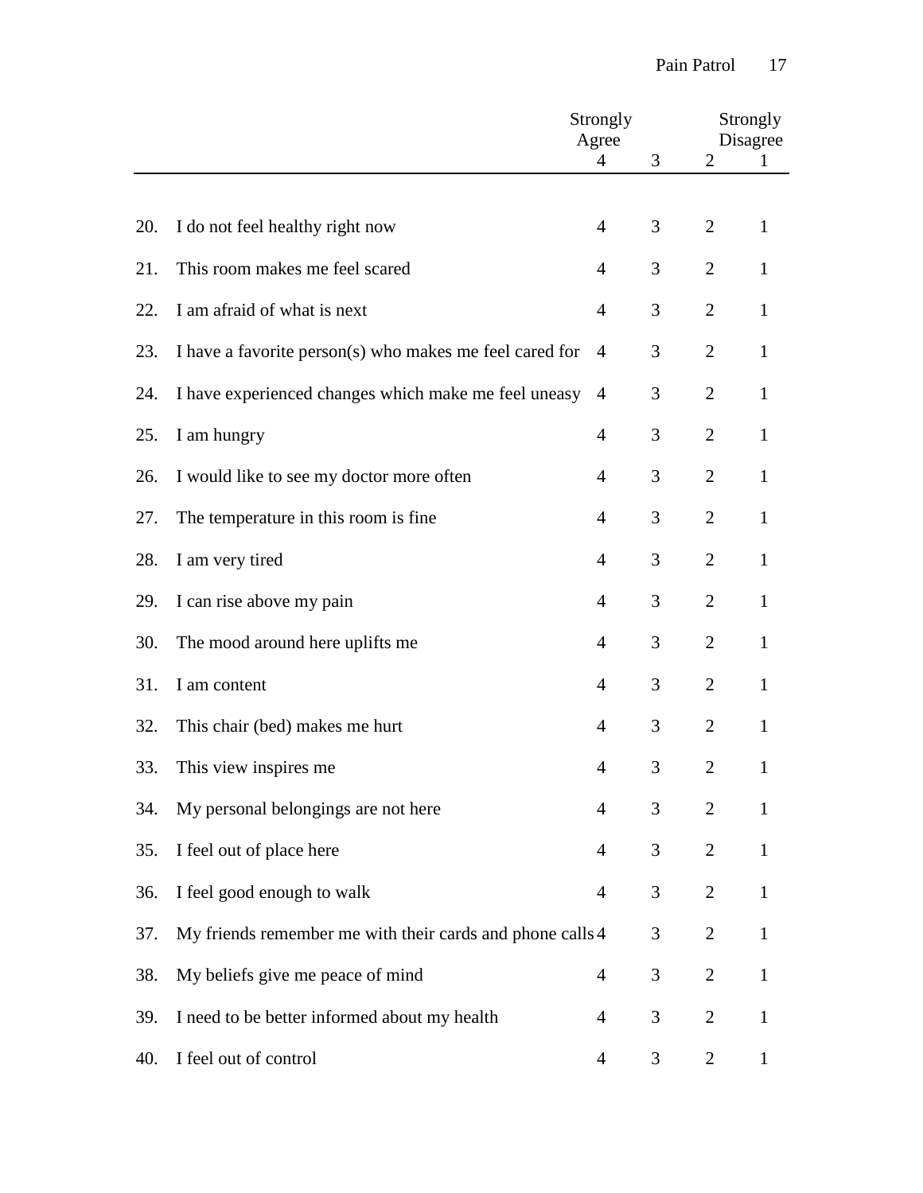| | | Strongly Agree 4 | 3 | 2 | Strongly Disagree 1 |
|---|---|---|---|---|---|
| 20. | I do not feel healthy right now | 4 | 3 | 2 | 1 |
| 21. | This room makes me feel scared | 4 | 3 | 2 | 1 |
| 22. | I am afraid of what is next | 4 | 3 | 2 | 1 |
| 23. | I have a favorite person(s) who makes me feel cared for | 4 | 3 | 2 | 1 |
| 24. | I have experienced changes which make me feel uneasy | 4 | 3 | 2 | 1 |
| 25. | I am hungry | 4 | 3 | 2 | 1 |
| 26. | I would like to see my doctor more often | 4 | 3 | 2 | 1 |
| 27. | The temperature in this room is fine | 4 | 3 | 2 | 1 |
| 28. | I am very tired | 4 | 3 | 2 | 1 |
| 29. | I can rise above my pain | 4 | 3 | 2 | 1 |
| 30. | The mood around here uplifts me | 4 | 3 | 2 | 1 |
| 31. | I am content | 4 | 3 | 2 | 1 |
| 32. | This chair (bed) makes me hurt | 4 | 3 | 2 | 1 |
| 33. | This view inspires me | 4 | 3 | 2 | 1 |
| 34. | My personal belongings are not here | 4 | 3 | 2 | 1 |
| 35. | I feel out of place here | 4 | 3 | 2 | 1 |
| 36. | I feel good enough to walk | 4 | 3 | 2 | 1 |
| 37. | My friends remember me with their cards and phone calls | 4 | 3 | 2 | 1 |
| 38. | My beliefs give me peace of mind | 4 | 3 | 2 | 1 |
| 39. | I need to be better informed about my health | 4 | 3 | 2 | 1 |
| 40. | I feel out of control | 4 | 3 | 2 | 1 |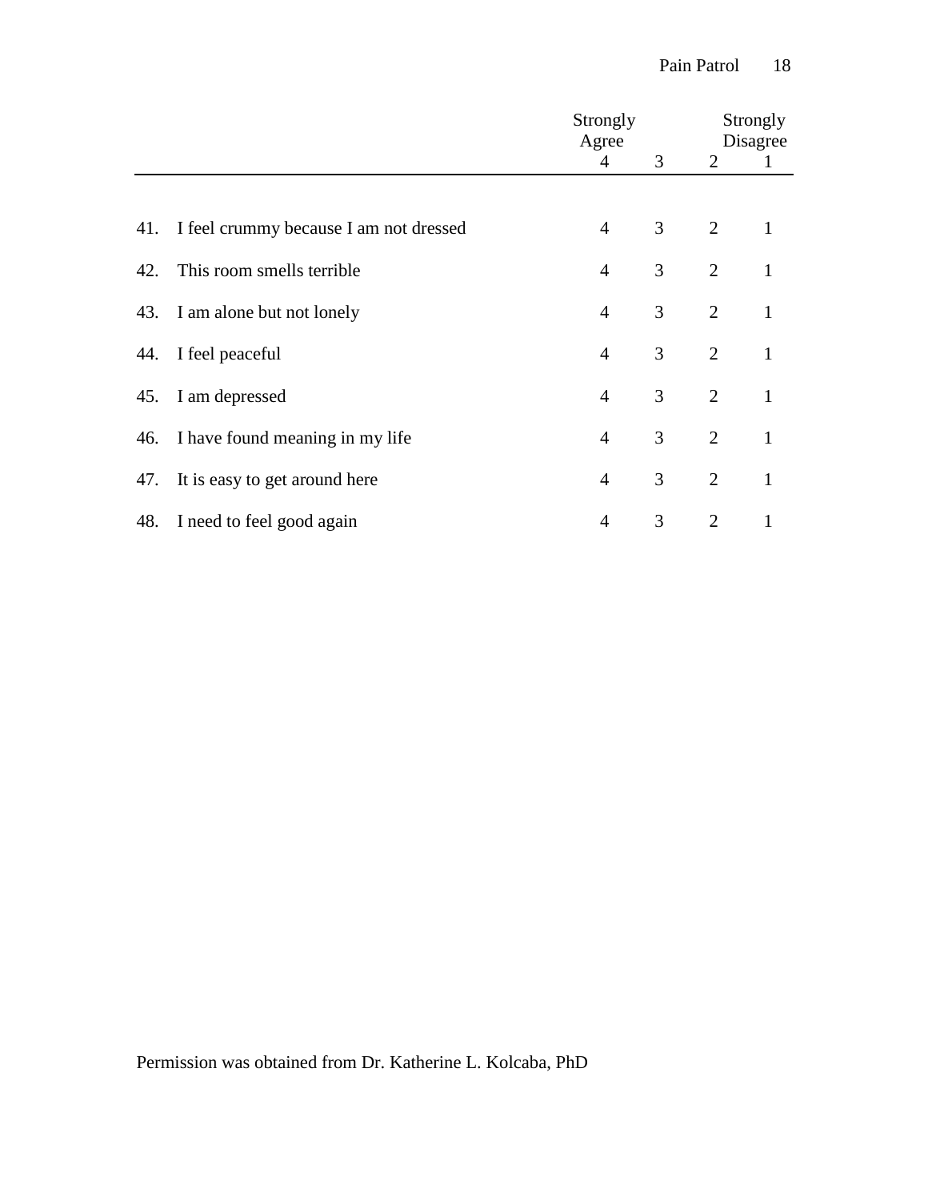| | | Strongly Agree | | | Strongly Disagree |
|---|---|---|---|---|---|
| | | 4 | 3 | 2 | 1 |
| 41. | I feel crummy because I am not dressed | 4 | 3 | 2 | 1 |
| 42. | This room smells terrible | 4 | 3 | 2 | 1 |
| 43. | I am alone but not lonely | 4 | 3 | 2 | 1 |
| 44. | I feel peaceful | 4 | 3 | 2 | 1 |
| 45. | I am depressed | 4 | 3 | 2 | 1 |
| 46. | I have found meaning in my life | 4 | 3 | 2 | 1 |
| 47. | It is easy to get around here | 4 | 3 | 2 | 1 |
| 48. | I need to feel good again | 4 | 3 | 2 | 1 |

Permission was obtained from Dr. Katherine L. Kolcaba, PhD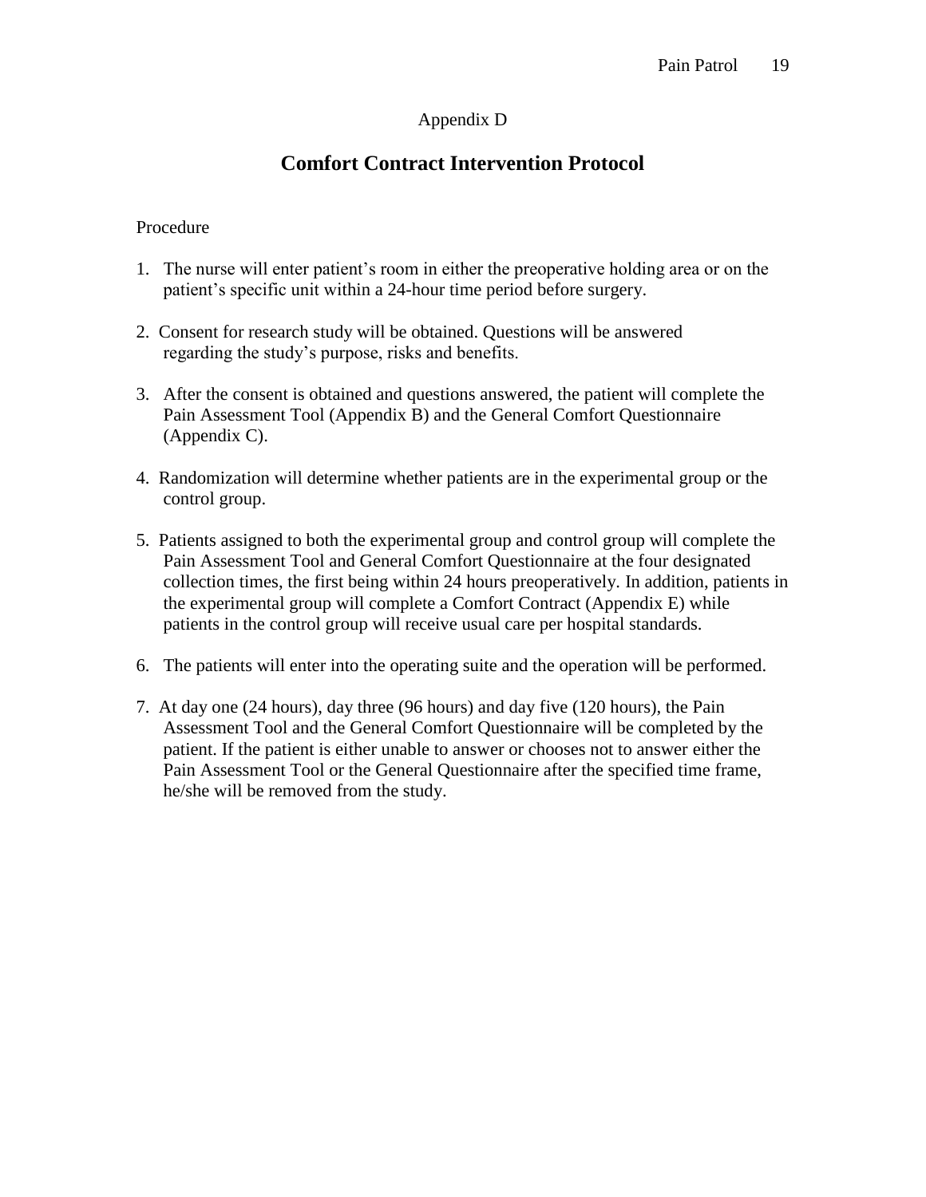Appendix D

# Comfort Contract Intervention Protocol

Procedure

1. The nurse will enter patient's room in either the preoperative holding area or on the patient's specific unit within a 24-hour time period before surgery.

2. Consent for research study will be obtained. Questions will be answered regarding the study's purpose, risks and benefits.

3. After the consent is obtained and questions answered, the patient will complete the Pain Assessment Tool (Appendix B) and the General Comfort Questionnaire (Appendix C).

4. Randomization will determine whether patients are in the experimental group or the control group.

5. Patients assigned to both the experimental group and control group will complete the Pain Assessment Tool and General Comfort Questionnaire at the four designated collection times, the first being within 24 hours preoperatively. In addition, patients in the experimental group will complete a Comfort Contract (Appendix E) while patients in the control group will receive usual care per hospital standards.

6. The patients will enter into the operating suite and the operation will be performed.

7. At day one (24 hours), day three (96 hours) and day five (120 hours), the Pain Assessment Tool and the General Comfort Questionnaire will be completed by the patient. If the patient is either unable to answer or chooses not to answer either the Pain Assessment Tool or the General Questionnaire after the specified time frame, he/she will be removed from the study.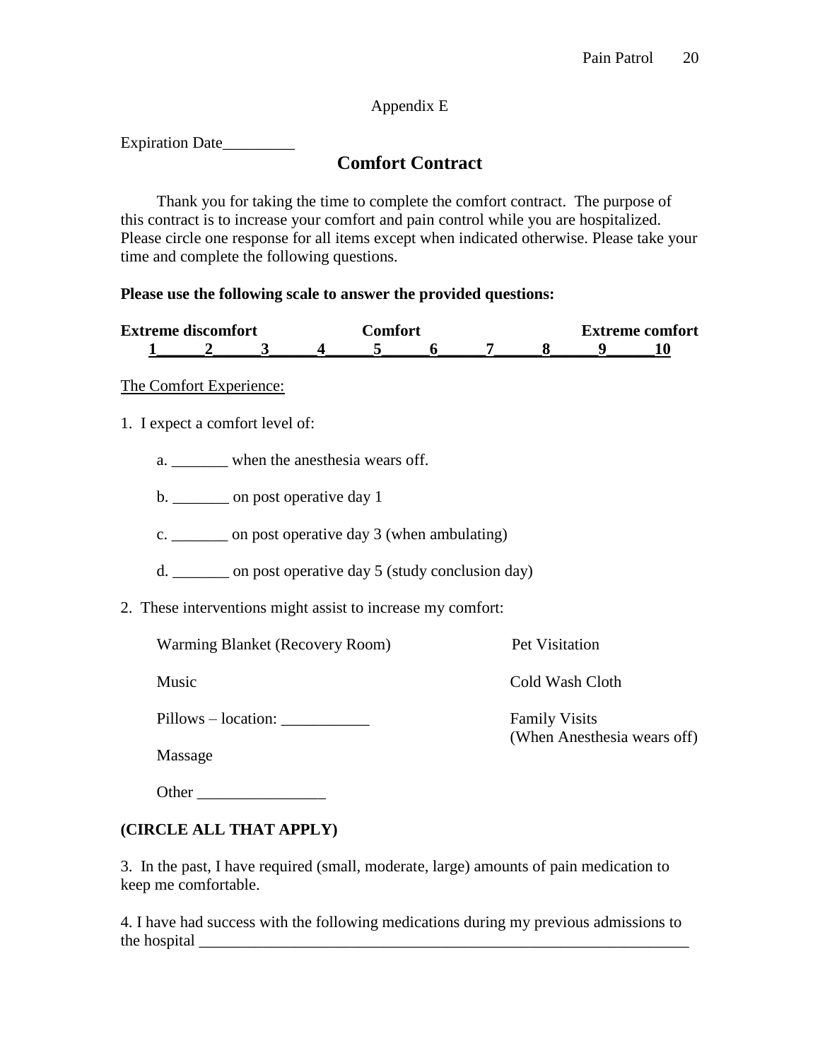Appendix E

Expiration Date_________

## Comfort Contract

Thank you for taking the time to complete the comfort contract. The purpose of this contract is to increase your comfort and pain control while you are hospitalized. Please circle one response for all items except when indicated otherwise. Please take your time and complete the following questions.

**Please use the following scale to answer the provided questions:**

| Extreme discomfort | | | | Comfort | | | | | Extreme comfort |
|---|---|---|---|---|---|---|---|---|---|
| **1** | **2** | **3** | **4** | **5** | **6** | **7** | **8** | **9** | **10** |

The Comfort Experience:

1. I expect a comfort level of:

   a. _______ when the anesthesia wears off.

   b. _______ on post operative day 1

   c. _______ on post operative day 3 (when ambulating)

   d. _______ on post operative day 5 (study conclusion day)

2. These interventions might assist to increase my comfort:

   Warming Blanket (Recovery Room)

   Music

   Pillows – location: ___________

   Massage

   Other ________________

   Pet Visitation

   Cold Wash Cloth

   Family Visits (When Anesthesia wears off)

**(CIRCLE ALL THAT APPLY)**

3. In the past, I have required (small, moderate, large) amounts of pain medication to keep me comfortable.

4. I have had success with the following medications during my previous admissions to the hospital _______________________________________________________________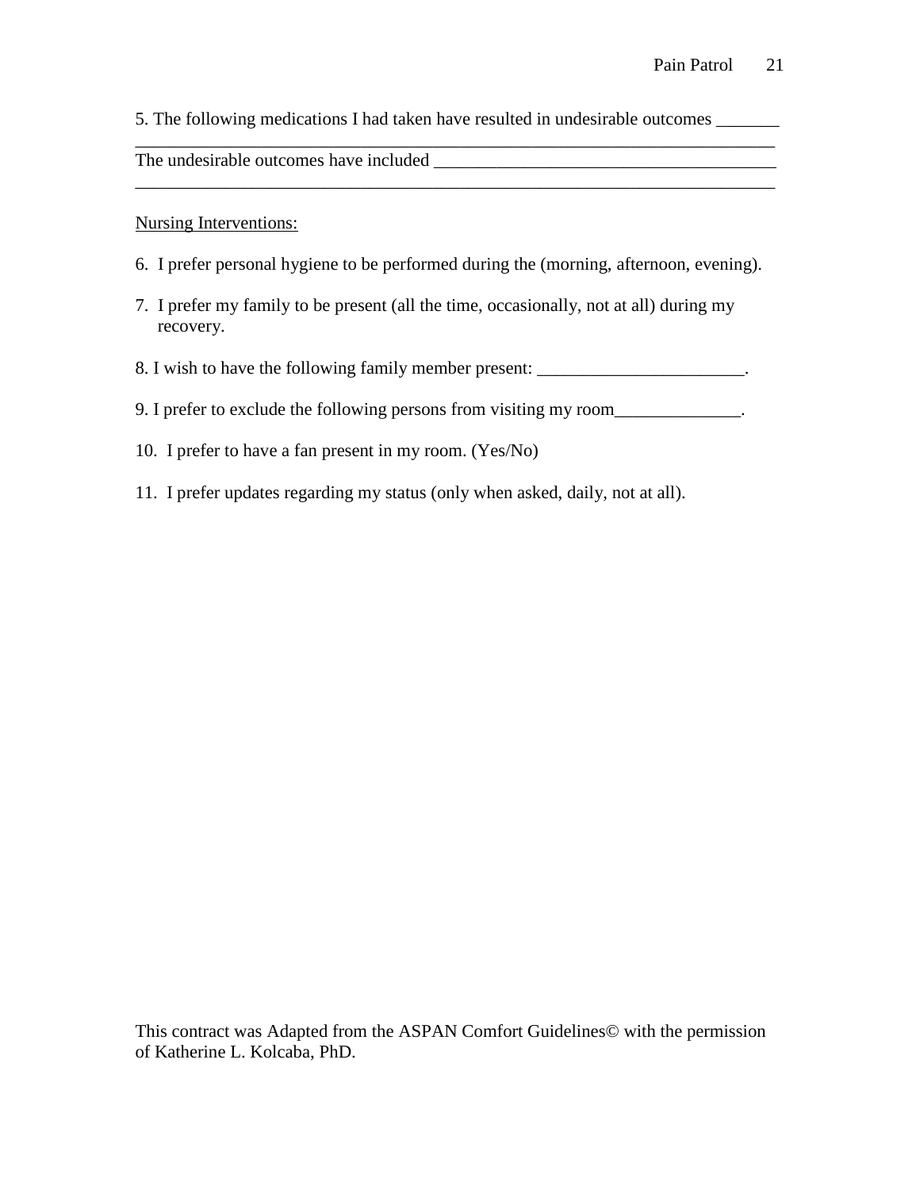5. The following medications I had taken have resulted in undesirable outcomes _______
___________________________________________________________________________
The undesirable outcomes have included ______________________________________
___________________________________________________________________________

<u>Nursing Interventions:</u>

6. I prefer personal hygiene to be performed during the (morning, afternoon, evening).

7. I prefer my family to be present (all the time, occasionally, not at all) during my recovery.

8. I wish to have the following family member present: _______________________.

9. I prefer to exclude the following persons from visiting my room______________.

10. I prefer to have a fan present in my room. (Yes/No)

11. I prefer updates regarding my status (only when asked, daily, not at all).

This contract was Adapted from the ASPAN Comfort Guidelines© with the permission of Katherine L. Kolcaba, PhD.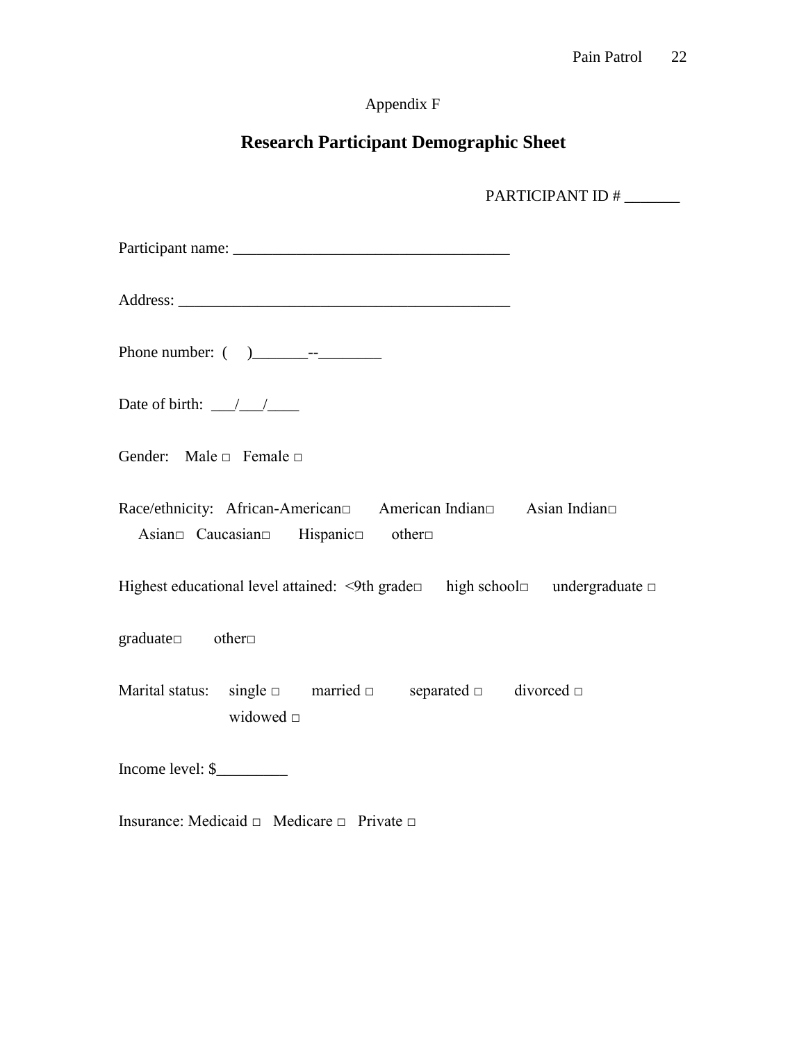Appendix F

# Research Participant Demographic Sheet

PARTICIPANT ID # _______

Participant name: ___________________________________

Address: __________________________________________

Phone number: (     )_______--________

Date of birth: ___/___/____

Gender: Male □ Female □

Race/ethnicity: African-American□ American Indian□ Asian Indian□ Asian□ Caucasian□ Hispanic□ other□

Highest educational level attained: <9th grade□ high school□ undergraduate □

graduate□ other□

Marital status: single □ married □ separated □ divorced □ widowed □

Income level: $_________

Insurance: Medicaid □ Medicare □ Private □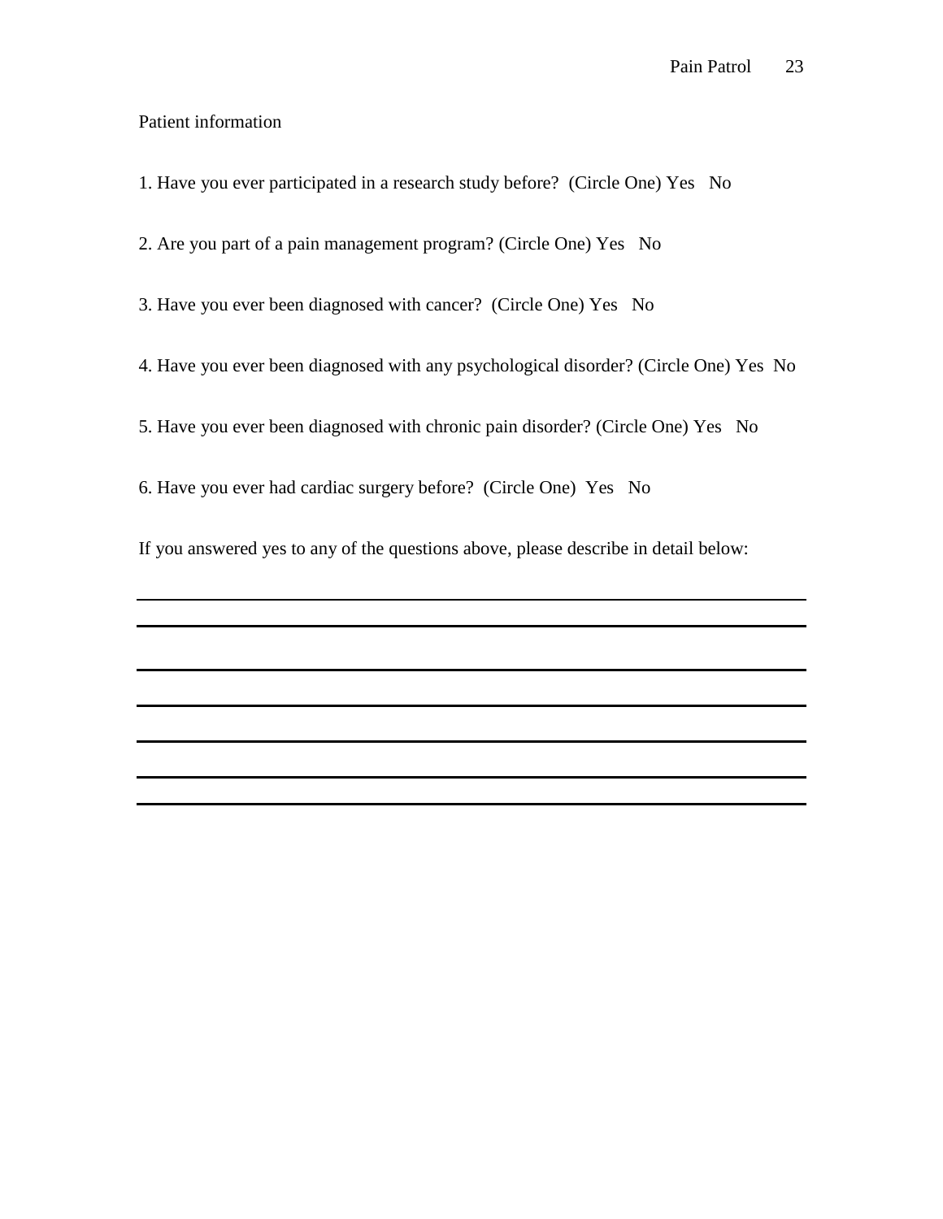Patient information

1. Have you ever participated in a research study before? (Circle One) Yes No

2. Are you part of a pain management program? (Circle One) Yes No

3. Have you ever been diagnosed with cancer? (Circle One) Yes No

4. Have you ever been diagnosed with any psychological disorder? (Circle One) Yes No

5. Have you ever been diagnosed with chronic pain disorder? (Circle One) Yes No

6. Have you ever had cardiac surgery before? (Circle One) Yes No

If you answered yes to any of the questions above, please describe in detail below:

______________________________________________________________________

______________________________________________________________________

______________________________________________________________________

______________________________________________________________________

______________________________________________________________________

______________________________________________________________________

______________________________________________________________________